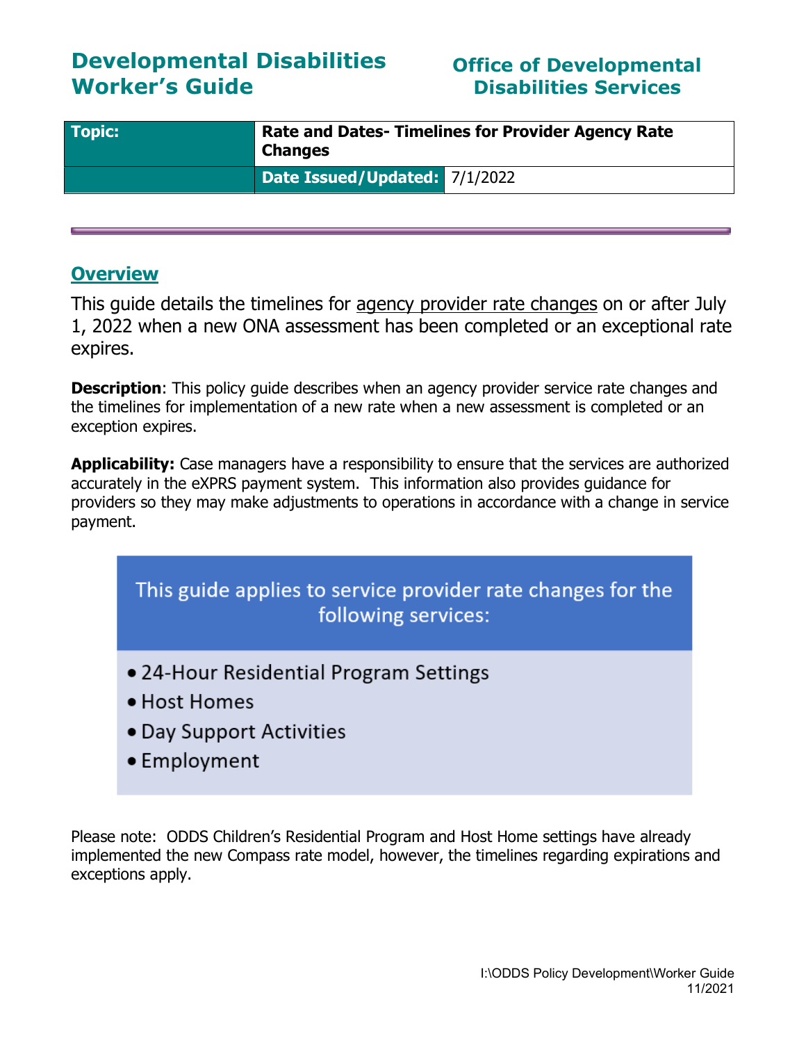# Developmental Disabilities Worker's Guide

## Office of Developmental Disabilities Services

| Topic: | Rate and Dates- Timelines for Provider Agency Rate Changes | |
|---|---|---|
| | Date Issued/Updated: | 7/1/2022 |

## Overview

This guide details the timelines for agency provider rate changes on or after July 1, 2022 when a new ONA assessment has been completed or an exceptional rate expires.

**Description**: This policy guide describes when an agency provider service rate changes and the timelines for implementation of a new rate when a new assessment is completed or an exception expires.

**Applicability:** Case managers have a responsibility to ensure that the services are authorized accurately in the eXPRS payment system. This information also provides guidance for providers so they may make adjustments to operations in accordance with a change in service payment.

This guide applies to service provider rate changes for the following services:

- 24-Hour Residential Program Settings
- Host Homes
- Day Support Activities
- Employment

Please note: ODDS Children's Residential Program and Host Home settings have already implemented the new Compass rate model, however, the timelines regarding expirations and exceptions apply.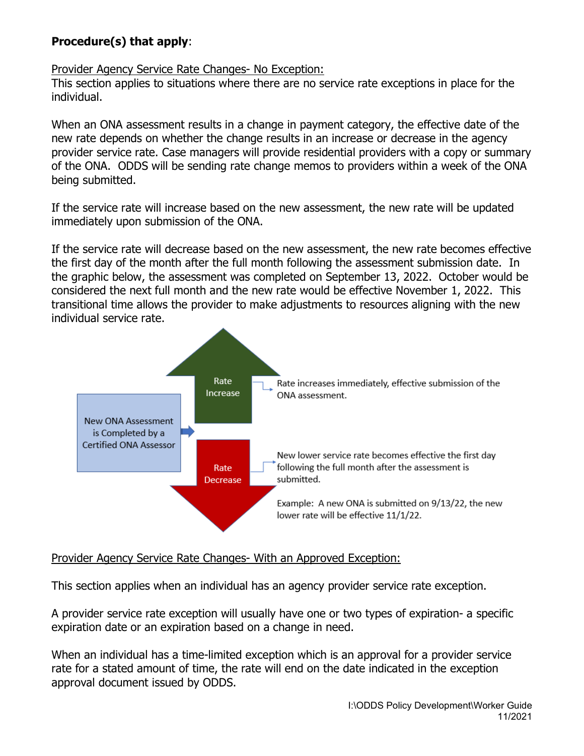**Procedure(s) that apply**:

Provider Agency Service Rate Changes- No Exception:

This section applies to situations where there are no service rate exceptions in place for the individual.

When an ONA assessment results in a change in payment category, the effective date of the new rate depends on whether the change results in an increase or decrease in the agency provider service rate. Case managers will provide residential providers with a copy or summary of the ONA. ODDS will be sending rate change memos to providers within a week of the ONA being submitted.

If the service rate will increase based on the new assessment, the new rate will be updated immediately upon submission of the ONA.

If the service rate will decrease based on the new assessment, the new rate becomes effective the first day of the month after the full month following the assessment submission date. In the graphic below, the assessment was completed on September 13, 2022. October would be considered the next full month and the new rate would be effective November 1, 2022. This transitional time allows the provider to make adjustments to resources aligning with the new individual service rate.

New ONA Assessment is Completed by a Certified ONA Assessor

Rate Increase — Rate increases immediately, effective submission of the ONA assessment.

Rate Decrease — New lower service rate becomes effective the first day following the full month after the assessment is submitted.

Example: A new ONA is submitted on 9/13/22, the new lower rate will be effective 11/1/22.

Provider Agency Service Rate Changes- With an Approved Exception:

This section applies when an individual has an agency provider service rate exception.

A provider service rate exception will usually have one or two types of expiration- a specific expiration date or an expiration based on a change in need.

When an individual has a time-limited exception which is an approval for a provider service rate for a stated amount of time, the rate will end on the date indicated in the exception approval document issued by ODDS.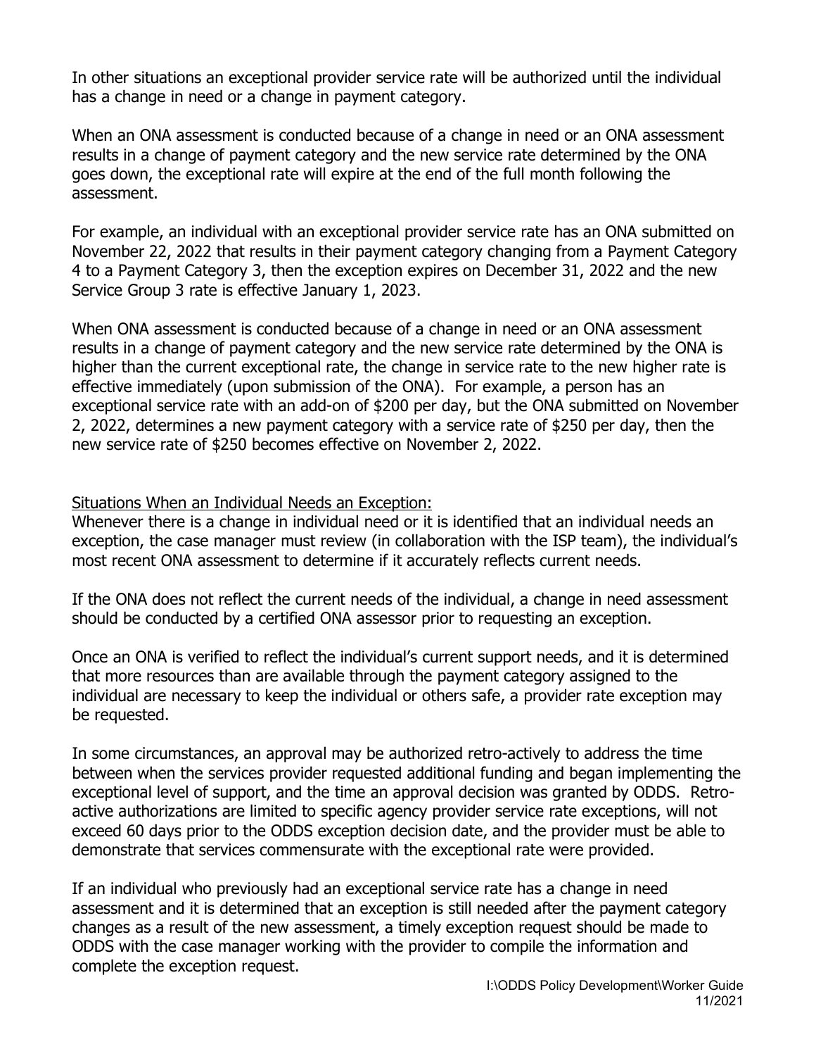In other situations an exceptional provider service rate will be authorized until the individual has a change in need or a change in payment category.

When an ONA assessment is conducted because of a change in need or an ONA assessment results in a change of payment category and the new service rate determined by the ONA goes down, the exceptional rate will expire at the end of the full month following the assessment.

For example, an individual with an exceptional provider service rate has an ONA submitted on November 22, 2022 that results in their payment category changing from a Payment Category 4 to a Payment Category 3, then the exception expires on December 31, 2022 and the new Service Group 3 rate is effective January 1, 2023.

When ONA assessment is conducted because of a change in need or an ONA assessment results in a change of payment category and the new service rate determined by the ONA is higher than the current exceptional rate, the change in service rate to the new higher rate is effective immediately (upon submission of the ONA). For example, a person has an exceptional service rate with an add-on of $200 per day, but the ONA submitted on November 2, 2022, determines a new payment category with a service rate of $250 per day, then the new service rate of $250 becomes effective on November 2, 2022.

<u>Situations When an Individual Needs an Exception:</u>

Whenever there is a change in individual need or it is identified that an individual needs an exception, the case manager must review (in collaboration with the ISP team), the individual's most recent ONA assessment to determine if it accurately reflects current needs.

If the ONA does not reflect the current needs of the individual, a change in need assessment should be conducted by a certified ONA assessor prior to requesting an exception.

Once an ONA is verified to reflect the individual's current support needs, and it is determined that more resources than are available through the payment category assigned to the individual are necessary to keep the individual or others safe, a provider rate exception may be requested.

In some circumstances, an approval may be authorized retro-actively to address the time between when the services provider requested additional funding and began implementing the exceptional level of support, and the time an approval decision was granted by ODDS. Retro-active authorizations are limited to specific agency provider service rate exceptions, will not exceed 60 days prior to the ODDS exception decision date, and the provider must be able to demonstrate that services commensurate with the exceptional rate were provided.

If an individual who previously had an exceptional service rate has a change in need assessment and it is determined that an exception is still needed after the payment category changes as a result of the new assessment, a timely exception request should be made to ODDS with the case manager working with the provider to compile the information and complete the exception request.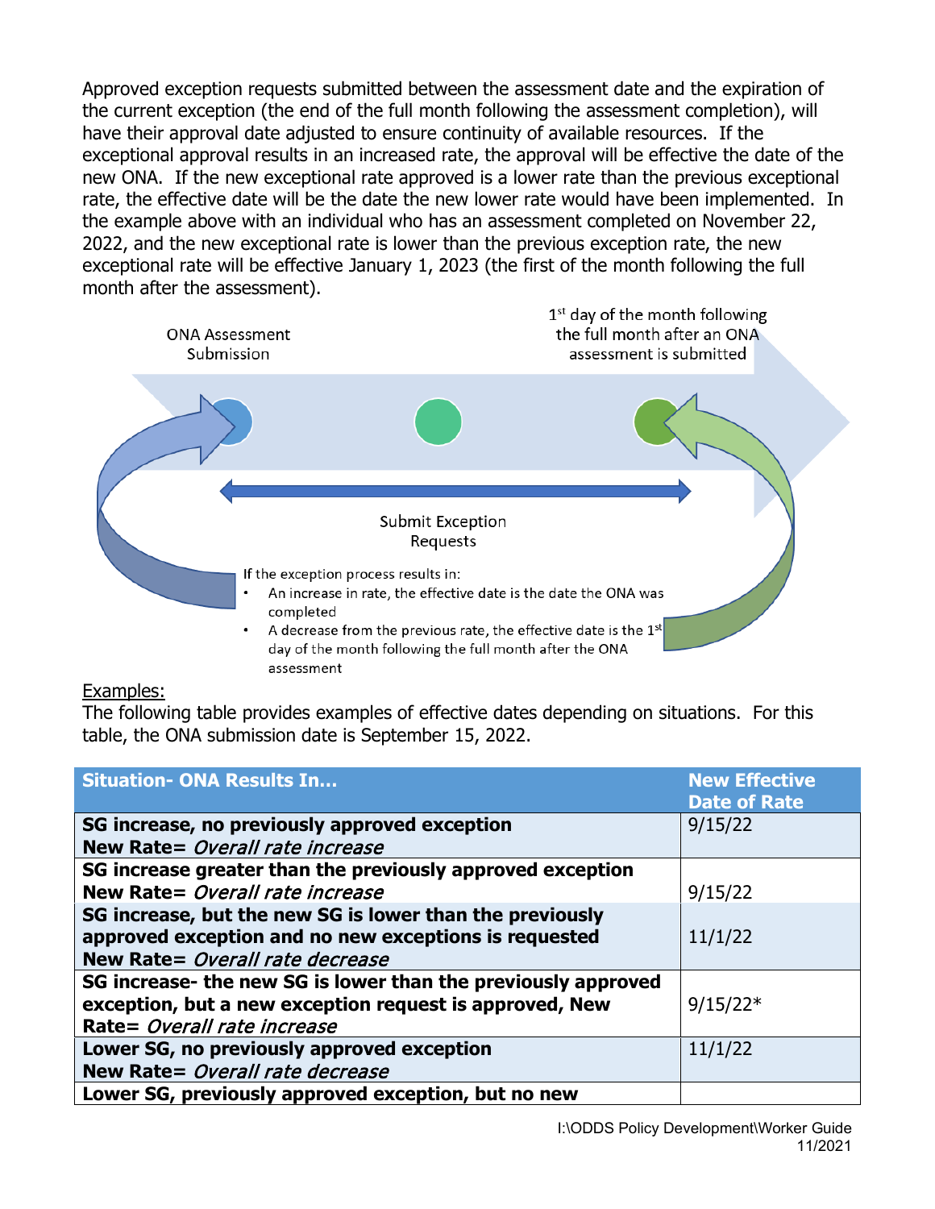Approved exception requests submitted between the assessment date and the expiration of the current exception (the end of the full month following the assessment completion), will have their approval date adjusted to ensure continuity of available resources. If the exceptional approval results in an increased rate, the approval will be effective the date of the new ONA. If the new exceptional rate approved is a lower rate than the previous exceptional rate, the effective date will be the date the new lower rate would have been implemented. In the example above with an individual who has an assessment completed on November 22, 2022, and the new exceptional rate is lower than the previous exception rate, the new exceptional rate will be effective January 1, 2023 (the first of the month following the full month after the assessment).

ONA Assessment Submission

1st day of the month following the full month after an ONA assessment is submitted

Submit Exception Requests

If the exception process results in:

- An increase in rate, the effective date is the date the ONA was completed
- A decrease from the previous rate, the effective date is the 1st day of the month following the full month after the ONA assessment

Examples:

The following table provides examples of effective dates depending on situations. For this table, the ONA submission date is September 15, 2022.

| Situation- ONA Results In… | New Effective Date of Rate |
|---|---|
| **SG increase, no previously approved exception**<br>**New Rate=** ***Overall rate increase*** | 9/15/22 |
| **SG increase greater than the previously approved exception**<br>**New Rate=** ***Overall rate increase*** | 9/15/22 |
| **SG increase, but the new SG is lower than the previously approved exception and no new exceptions is requested**<br>**New Rate=** ***Overall rate decrease*** | 11/1/22 |
| **SG increase- the new SG is lower than the previously approved exception, but a new exception request is approved, New Rate=** ***Overall rate increase*** | 9/15/22* |
| **Lower SG, no previously approved exception**<br>**New Rate=** ***Overall rate decrease*** | 11/1/22 |
| **Lower SG, previously approved exception, but no new** | |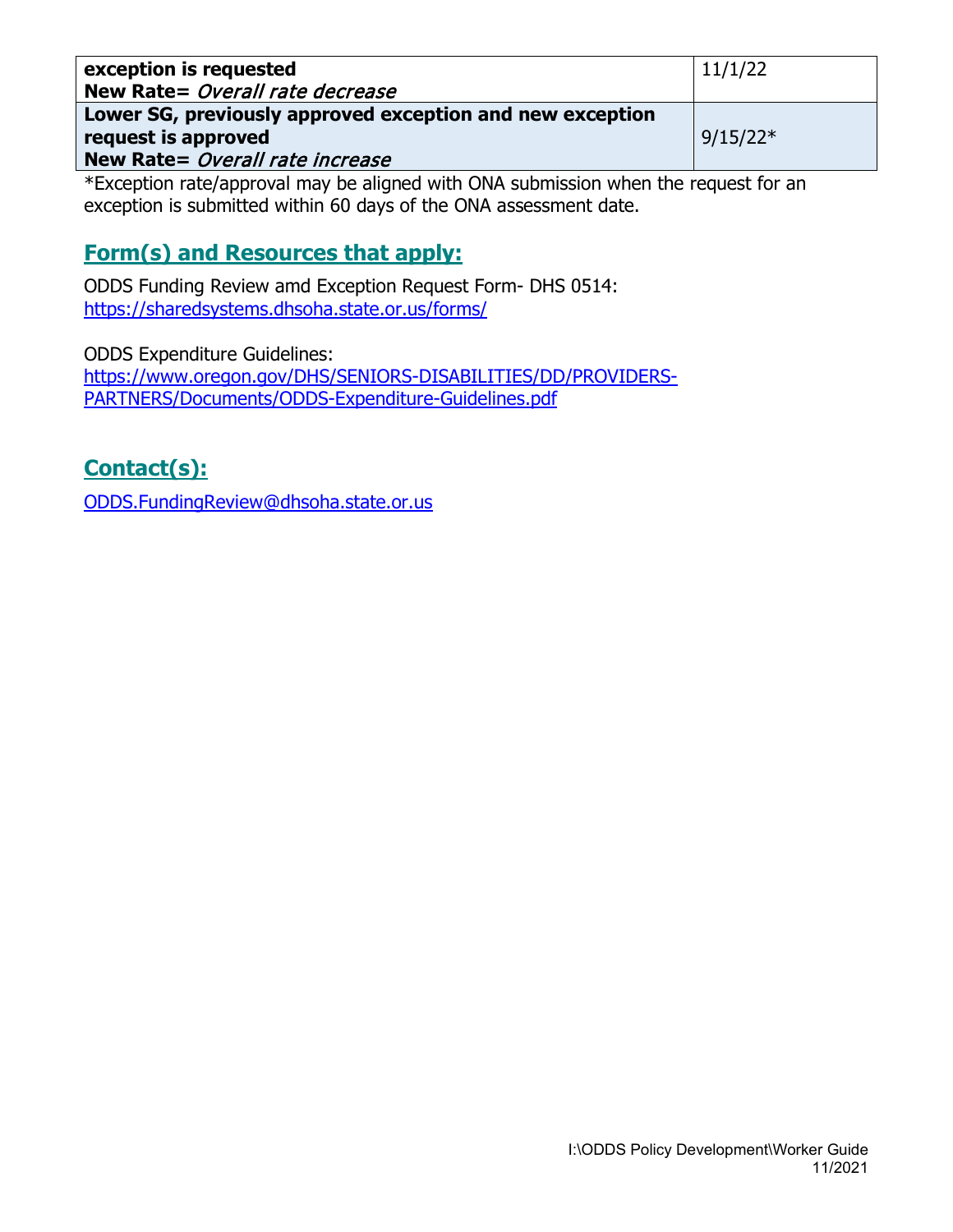| | |
|---|---|
| **exception is requested**<br>**New Rate=** ***Overall rate decrease*** | 11/1/22 |
| **Lower SG, previously approved exception and new exception request is approved**<br>**New Rate=** ***Overall rate increase*** | 9/15/22* |

*Exception rate/approval may be aligned with ONA submission when the request for an exception is submitted within 60 days of the ONA assessment date.

## Form(s) and Resources that apply:

ODDS Funding Review amd Exception Request Form- DHS 0514:
https://sharedsystems.dhsoha.state.or.us/forms/

ODDS Expenditure Guidelines:
https://www.oregon.gov/DHS/SENIORS-DISABILITIES/DD/PROVIDERS-PARTNERS/Documents/ODDS-Expenditure-Guidelines.pdf

## Contact(s):

ODDS.FundingReview@dhsoha.state.or.us